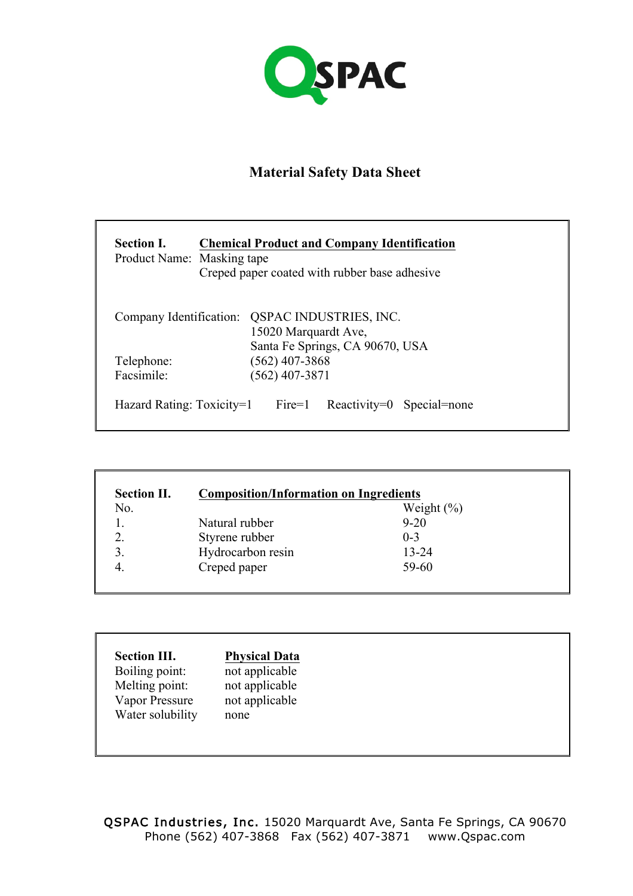QSPAC

# Material Safety Data Sheet

**Section I.** **Chemical Product and Company Identification**

Product Name: Masking tape
Creped paper coated with rubber base adhesive

Company Identification: QSPAC INDUSTRIES, INC.
15020 Marquardt Ave,
Santa Fe Springs, CA 90670, USA

Telephone: (562) 407-3868
Facsimile: (562) 407-3871

Hazard Rating: Toxicity=1 Fire=1 Reactivity=0 Special=none

**Section II.** **Composition/Information on Ingredients**

| No. | | Weight (%) |
|---|---|---|
| 1. | Natural rubber | 9-20 |
| 2. | Styrene rubber | 0-3 |
| 3. | Hydrocarbon resin | 13-24 |
| 4. | Creped paper | 59-60 |

**Section III.** **Physical Data**

| | |
|---|---|
| Boiling point: | not applicable |
| Melting point: | not applicable |
| Vapor Pressure | not applicable |
| Water solubility | none |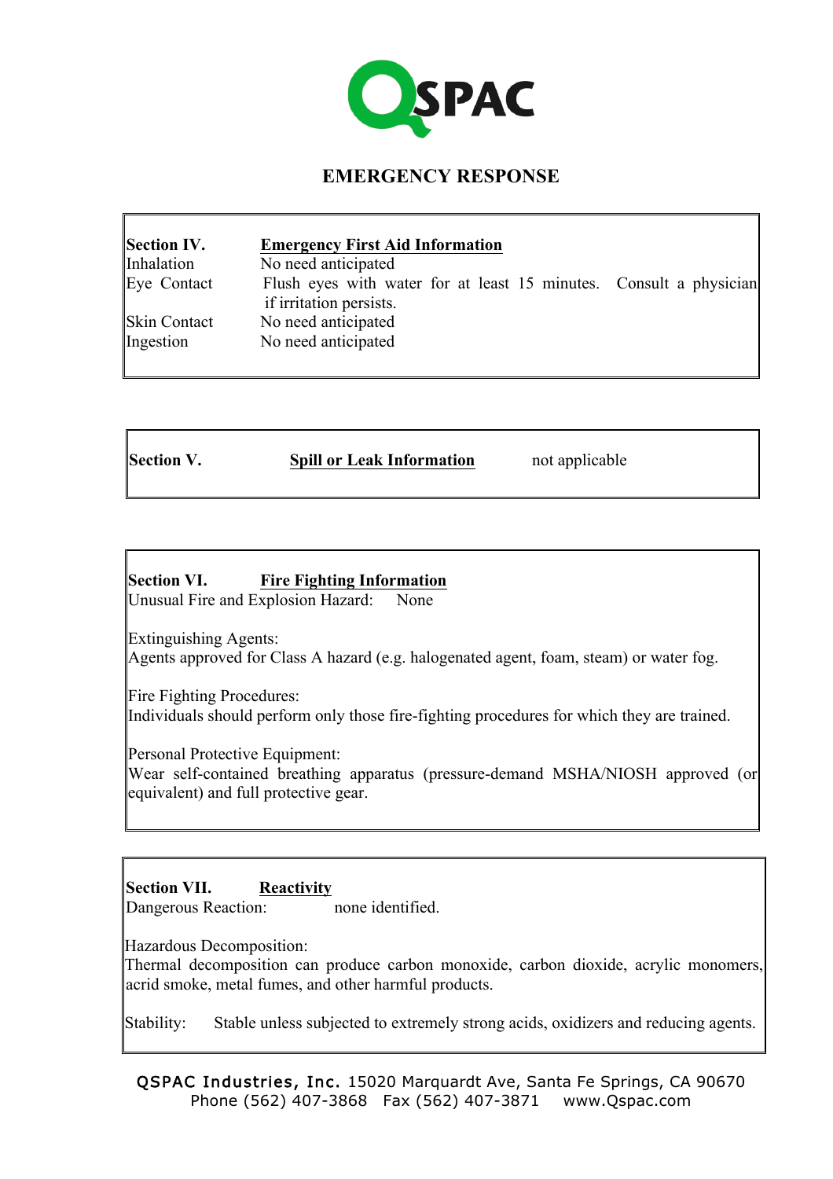QSPAC

# EMERGENCY RESPONSE

**Section IV. Emergency First Aid Information**

| | |
|---|---|
| Inhalation | No need anticipated |
| Eye Contact | Flush eyes with water for at least 15 minutes. Consult a physician if irritation persists. |
| Skin Contact | No need anticipated |
| Ingestion | No need anticipated |

**Section V. Spill or Leak Information** not applicable

**Section VI. Fire Fighting Information**

Unusual Fire and Explosion Hazard: None

Extinguishing Agents:
Agents approved for Class A hazard (e.g. halogenated agent, foam, steam) or water fog.

Fire Fighting Procedures:
Individuals should perform only those fire-fighting procedures for which they are trained.

Personal Protective Equipment:
Wear self-contained breathing apparatus (pressure-demand MSHA/NIOSH approved (or equivalent) and full protective gear.

**Section VII. Reactivity**

Dangerous Reaction: none identified.

Hazardous Decomposition:
Thermal decomposition can produce carbon monoxide, carbon dioxide, acrylic monomers, acrid smoke, metal fumes, and other harmful products.

Stability: Stable unless subjected to extremely strong acids, oxidizers and reducing agents.

QSPAC Industries, Inc. 15020 Marquardt Ave, Santa Fe Springs, CA 90670
Phone (562) 407-3868 Fax (562) 407-3871 www.Qspac.com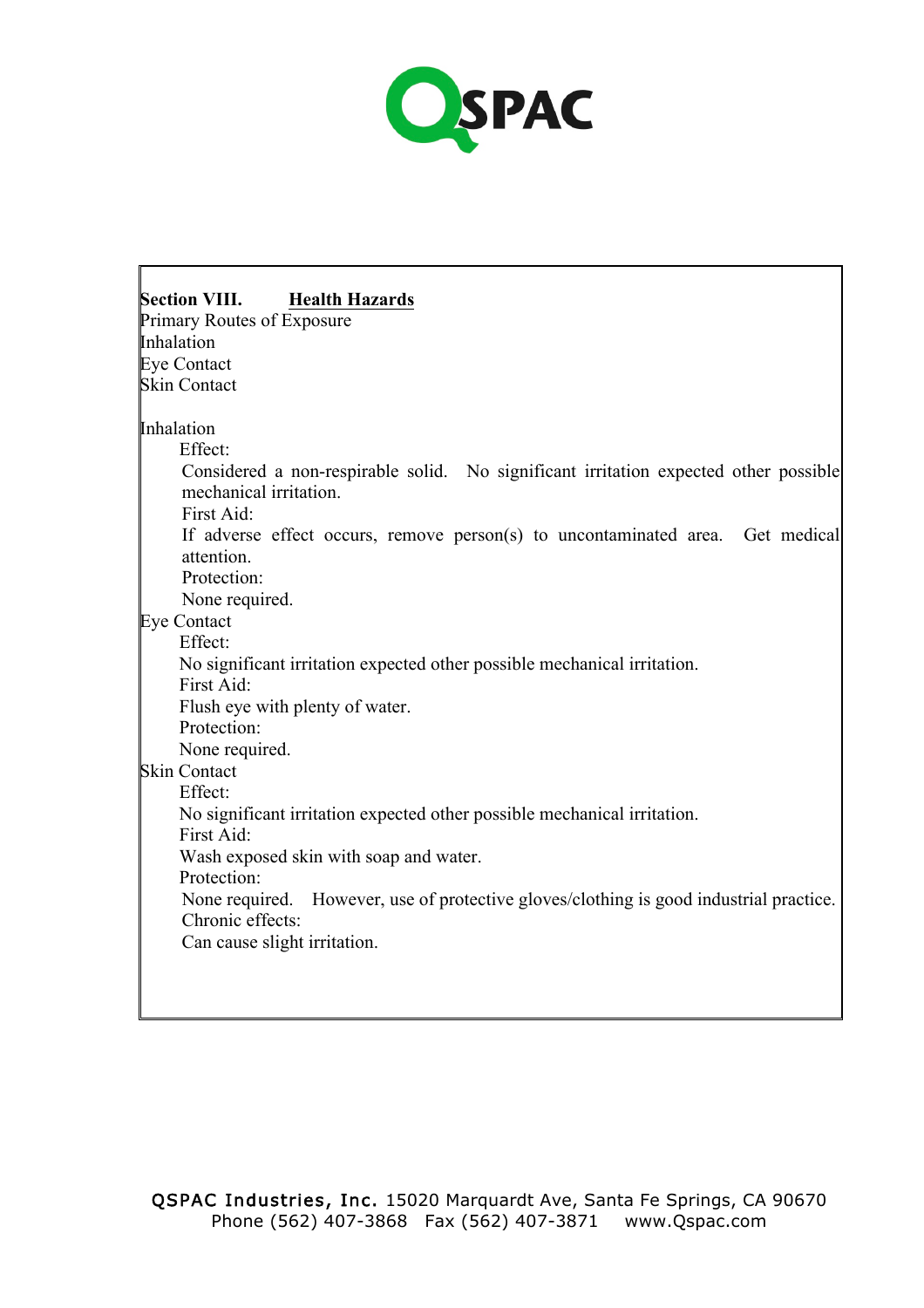## Section VIII. Health Hazards

Primary Routes of Exposure
Inhalation
Eye Contact
Skin Contact

Inhalation
Effect:
Considered a non-respirable solid. No significant irritation expected other possible mechanical irritation.
First Aid:
If adverse effect occurs, remove person(s) to uncontaminated area. Get medical attention.
Protection:
None required.

Eye Contact
Effect:
No significant irritation expected other possible mechanical irritation.
First Aid:
Flush eye with plenty of water.
Protection:
None required.

Skin Contact
Effect:
No significant irritation expected other possible mechanical irritation.
First Aid:
Wash exposed skin with soap and water.
Protection:
None required. However, use of protective gloves/clothing is good industrial practice.
Chronic effects:
Can cause slight irritation.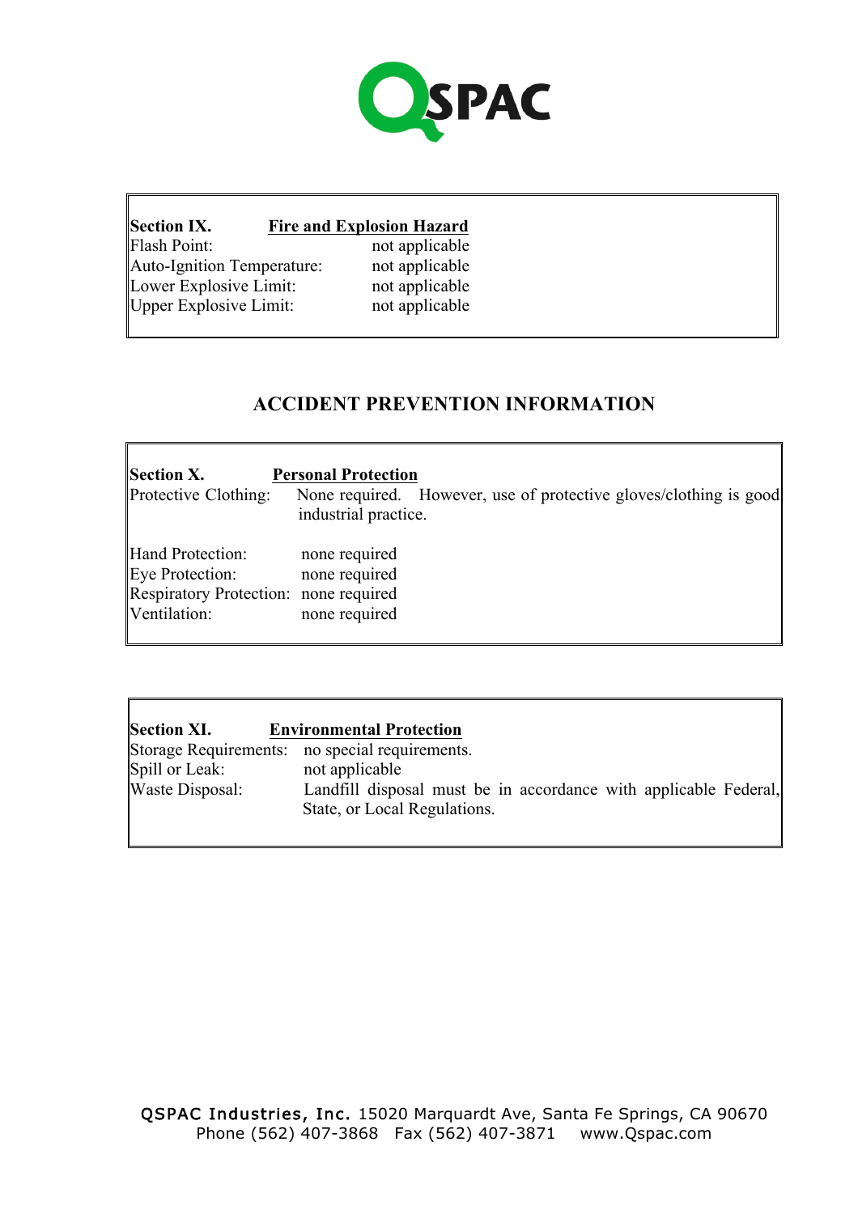QSPAC

**Section IX.** **Fire and Explosion Hazard**

| | |
|---|---|
| Flash Point: | not applicable |
| Auto-Ignition Temperature: | not applicable |
| Lower Explosive Limit: | not applicable |
| Upper Explosive Limit: | not applicable |

## ACCIDENT PREVENTION INFORMATION

**Section X.** **Personal Protection**

| | |
|---|---|
| Protective Clothing: | None required. However, use of protective gloves/clothing is good industrial practice. |
| Hand Protection: | none required |
| Eye Protection: | none required |
| Respiratory Protection: | none required |
| Ventilation: | none required |

**Section XI.** **Environmental Protection**

| | |
|---|---|
| Storage Requirements: | no special requirements. |
| Spill or Leak: | not applicable |
| Waste Disposal: | Landfill disposal must be in accordance with applicable Federal, State, or Local Regulations. |

QSPAC Industries, Inc. 15020 Marquardt Ave, Santa Fe Springs, CA 90670
Phone (562) 407-3868 Fax (562) 407-3871 www.Qspac.com